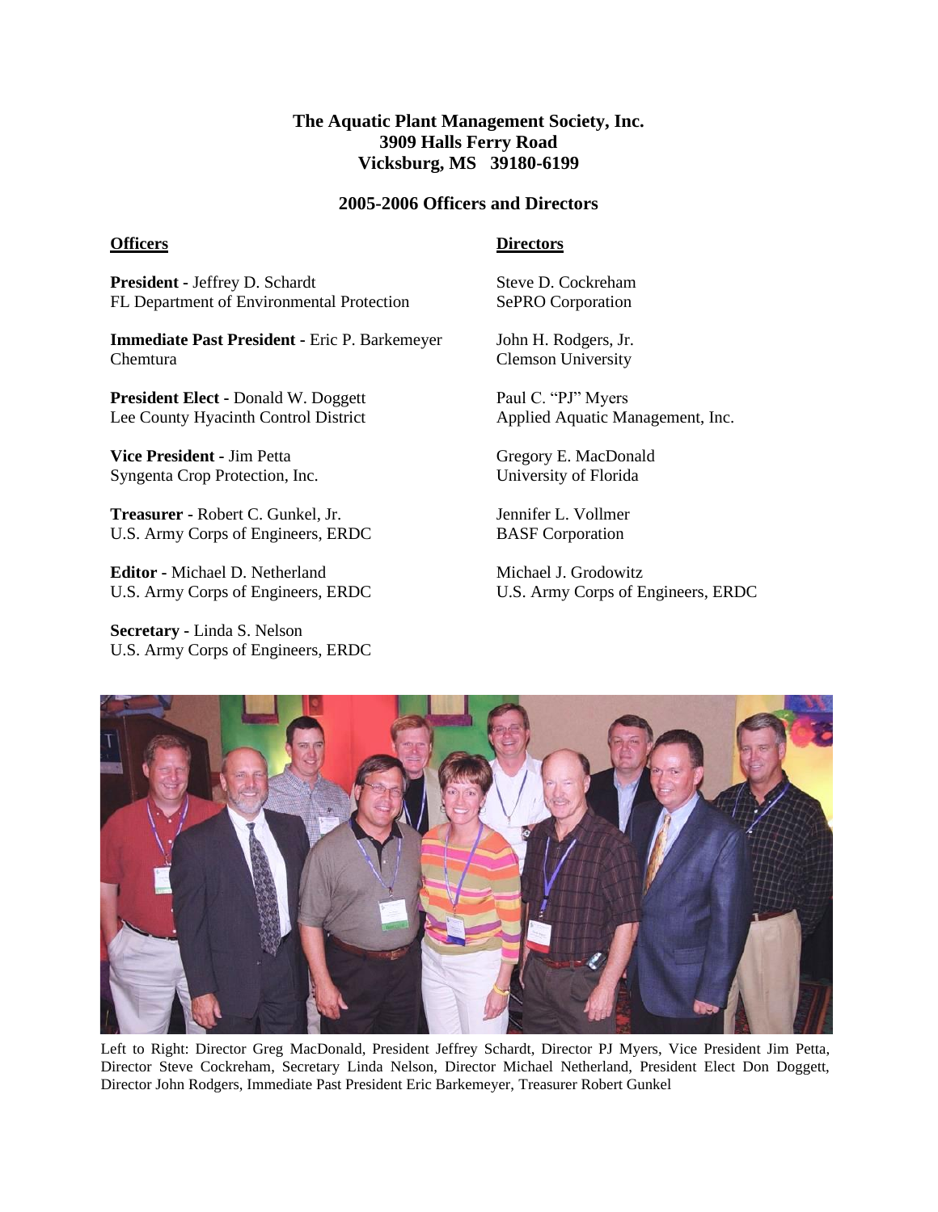# The Aquatic Plant Management Society, Inc.
## 3909 Halls Ferry Road
## Vicksburg, MS 39180-6199

### 2005-2006 Officers and Directors

**Officers**

**President -** Jeffrey D. Schardt
FL Department of Environmental Protection

**Immediate Past President -** Eric P. Barkemeyer
Chemtura

**President Elect -** Donald W. Doggett
Lee County Hyacinth Control District

**Vice President -** Jim Petta
Syngenta Crop Protection, Inc.

**Treasurer -** Robert C. Gunkel, Jr.
U.S. Army Corps of Engineers, ERDC

**Editor -** Michael D. Netherland
U.S. Army Corps of Engineers, ERDC

**Secretary -** Linda S. Nelson
U.S. Army Corps of Engineers, ERDC

**Directors**

Steve D. Cockreham
SePRO Corporation

John H. Rodgers, Jr.
Clemson University

Paul C. "PJ" Myers
Applied Aquatic Management, Inc.

Gregory E. MacDonald
University of Florida

Jennifer L. Vollmer
BASF Corporation

Michael J. Grodowitz
U.S. Army Corps of Engineers, ERDC

Left to Right: Director Greg MacDonald, President Jeffrey Schardt, Director PJ Myers, Vice President Jim Petta, Director Steve Cockreham, Secretary Linda Nelson, Director Michael Netherland, President Elect Don Doggett, Director John Rodgers, Immediate Past President Eric Barkemeyer, Treasurer Robert Gunkel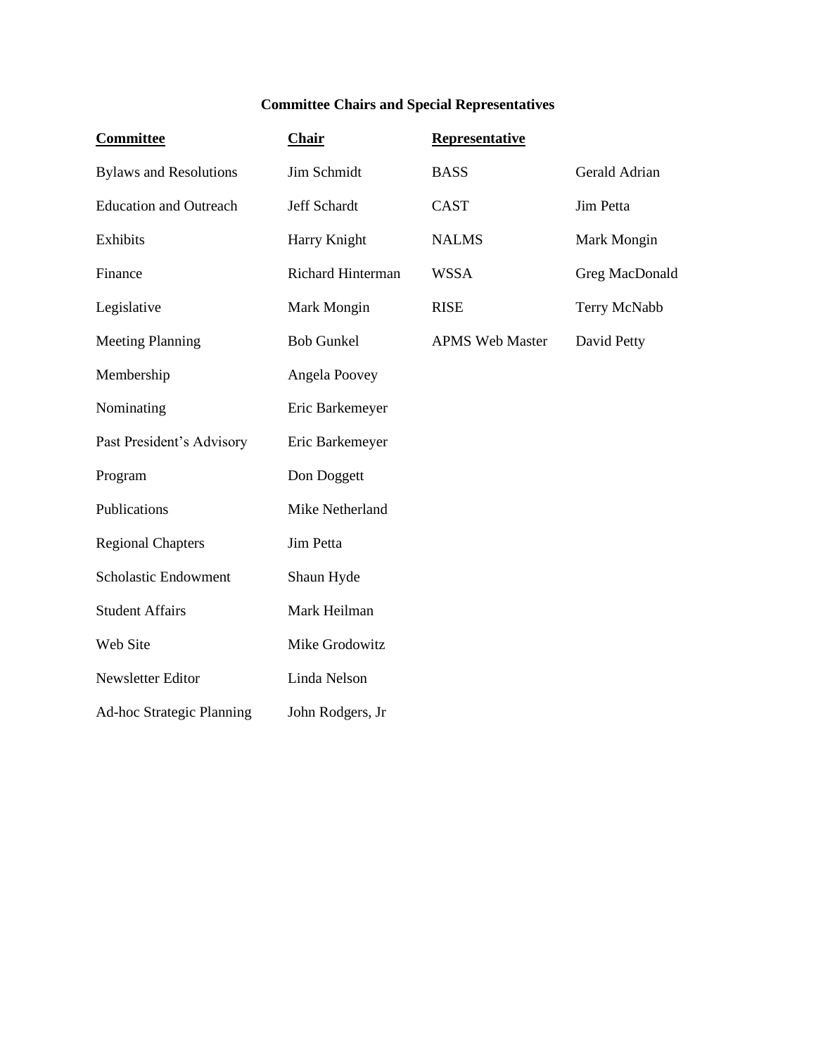**Committee Chairs and Special Representatives**

| Committee | Chair | Representative | |
|---|---|---|---|
| Bylaws and Resolutions | Jim Schmidt | BASS | Gerald Adrian |
| Education and Outreach | Jeff Schardt | CAST | Jim Petta |
| Exhibits | Harry Knight | NALMS | Mark Mongin |
| Finance | Richard Hinterman | WSSA | Greg MacDonald |
| Legislative | Mark Mongin | RISE | Terry McNabb |
| Meeting Planning | Bob Gunkel | APMS Web Master | David Petty |
| Membership | Angela Poovey | | |
| Nominating | Eric Barkemeyer | | |
| Past President's Advisory | Eric Barkemeyer | | |
| Program | Don Doggett | | |
| Publications | Mike Netherland | | |
| Regional Chapters | Jim Petta | | |
| Scholastic Endowment | Shaun Hyde | | |
| Student Affairs | Mark Heilman | | |
| Web Site | Mike Grodowitz | | |
| Newsletter Editor | Linda Nelson | | |
| Ad-hoc Strategic Planning | John Rodgers, Jr | | |